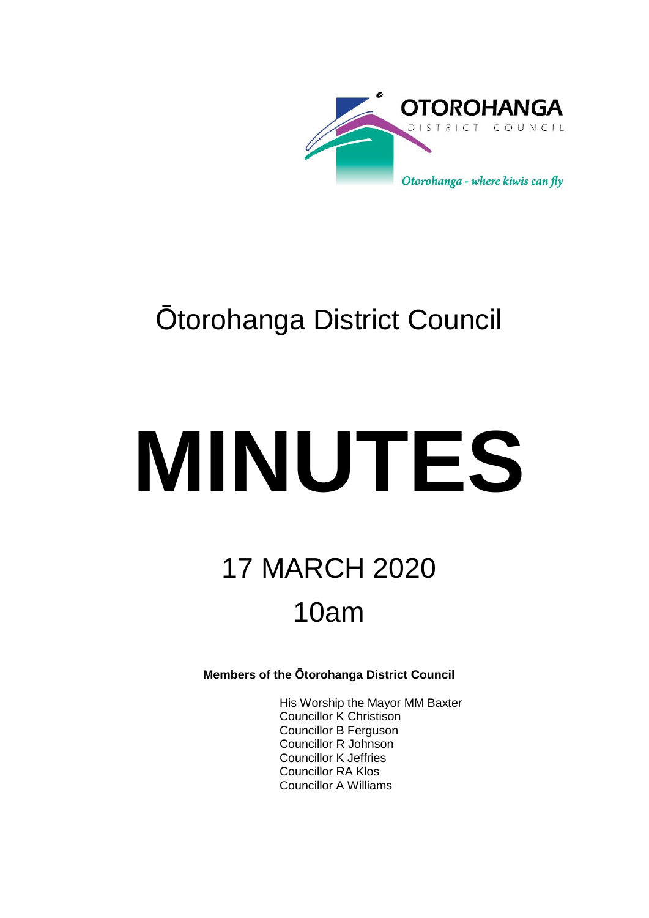OTOROHANGA DISTRICT COUNCIL

*Otorohanga - where kiwis can fly*

# Ōtorohanga District Council

# MINUTES

## 17 MARCH 2020

## 10am

**Members of the Ōtorohanga District Council**

His Worship the Mayor MM Baxter
Councillor K Christison
Councillor B Ferguson
Councillor R Johnson
Councillor K Jeffries
Councillor RA Klos
Councillor A Williams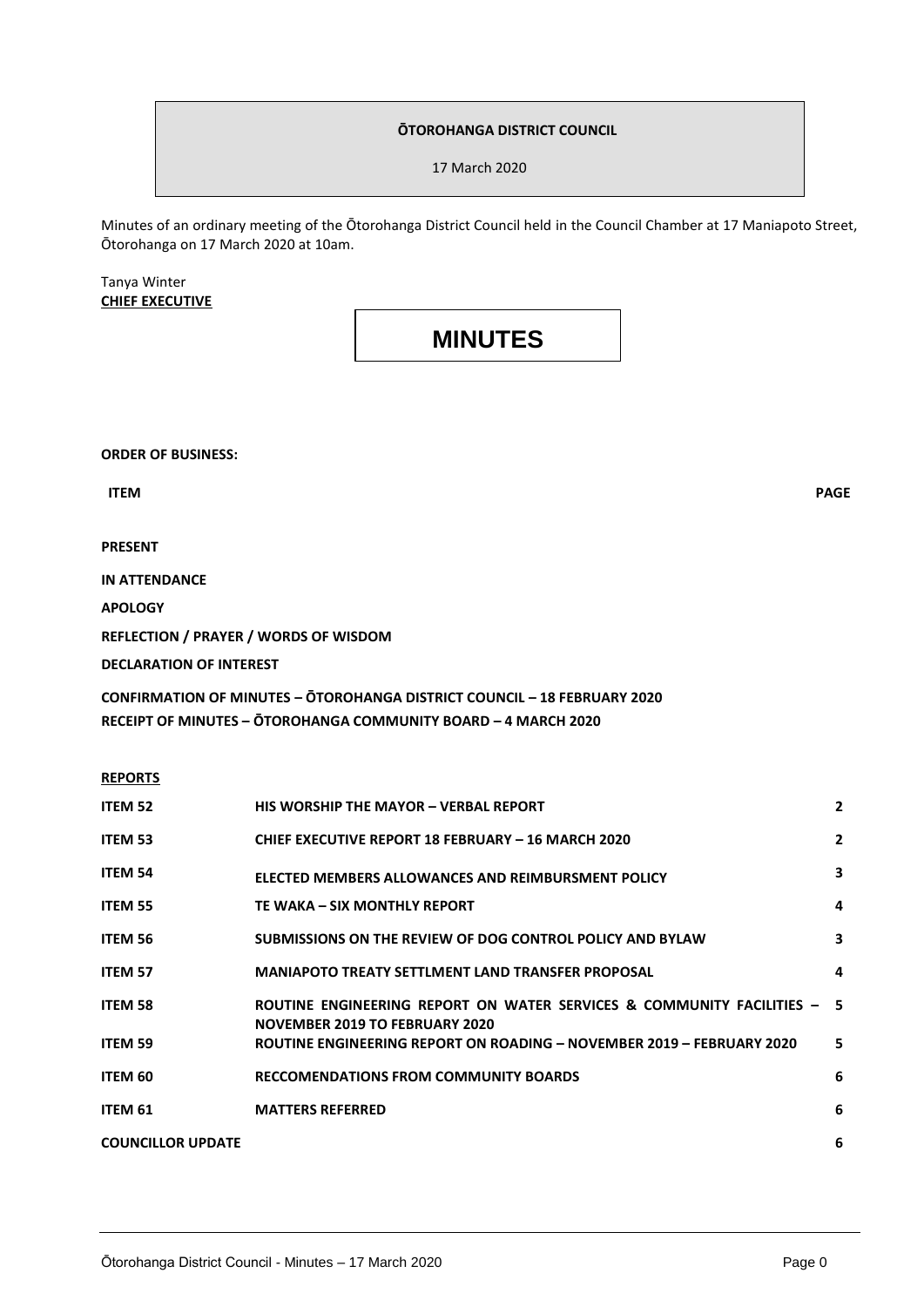**ŌTOROHANGA DISTRICT COUNCIL**

17 March 2020

Minutes of an ordinary meeting of the Ōtorohanga District Council held in the Council Chamber at 17 Maniapoto Street, Ōtorohanga on 17 March 2020 at 10am.

Tanya Winter
**CHIEF EXECUTIVE**

# MINUTES

**ORDER OF BUSINESS:**

**ITEM** **PAGE**

**PRESENT**

**IN ATTENDANCE**

**APOLOGY**

**REFLECTION / PRAYER / WORDS OF WISDOM**

**DECLARATION OF INTEREST**

**CONFIRMATION OF MINUTES – ŌTOROHANGA DISTRICT COUNCIL – 18 FEBRUARY 2020**
**RECEIPT OF MINUTES – ŌTOROHANGA COMMUNITY BOARD – 4 MARCH 2020**

**REPORTS**

| | | |
|---|---|---|
| **ITEM 52** | **HIS WORSHIP THE MAYOR – VERBAL REPORT** | **2** |
| **ITEM 53** | **CHIEF EXECUTIVE REPORT 18 FEBRUARY – 16 MARCH 2020** | **2** |
| **ITEM 54** | **ELECTED MEMBERS ALLOWANCES AND REIMBURSMENT POLICY** | **3** |
| **ITEM 55** | **TE WAKA – SIX MONTHLY REPORT** | **4** |
| **ITEM 56** | **SUBMISSIONS ON THE REVIEW OF DOG CONTROL POLICY AND BYLAW** | **3** |
| **ITEM 57** | **MANIAPOTO TREATY SETTLMENT LAND TRANSFER PROPOSAL** | **4** |
| **ITEM 58** | **ROUTINE ENGINEERING REPORT ON WATER SERVICES & COMMUNITY FACILITIES – NOVEMBER 2019 TO FEBRUARY 2020** | **5** |
| **ITEM 59** | **ROUTINE ENGINEERING REPORT ON ROADING – NOVEMBER 2019 – FEBRUARY 2020** | **5** |
| **ITEM 60** | **RECCOMENDATIONS FROM COMMUNITY BOARDS** | **6** |
| **ITEM 61** | **MATTERS REFERRED** | **6** |
| **COUNCILLOR UPDATE** | | **6** |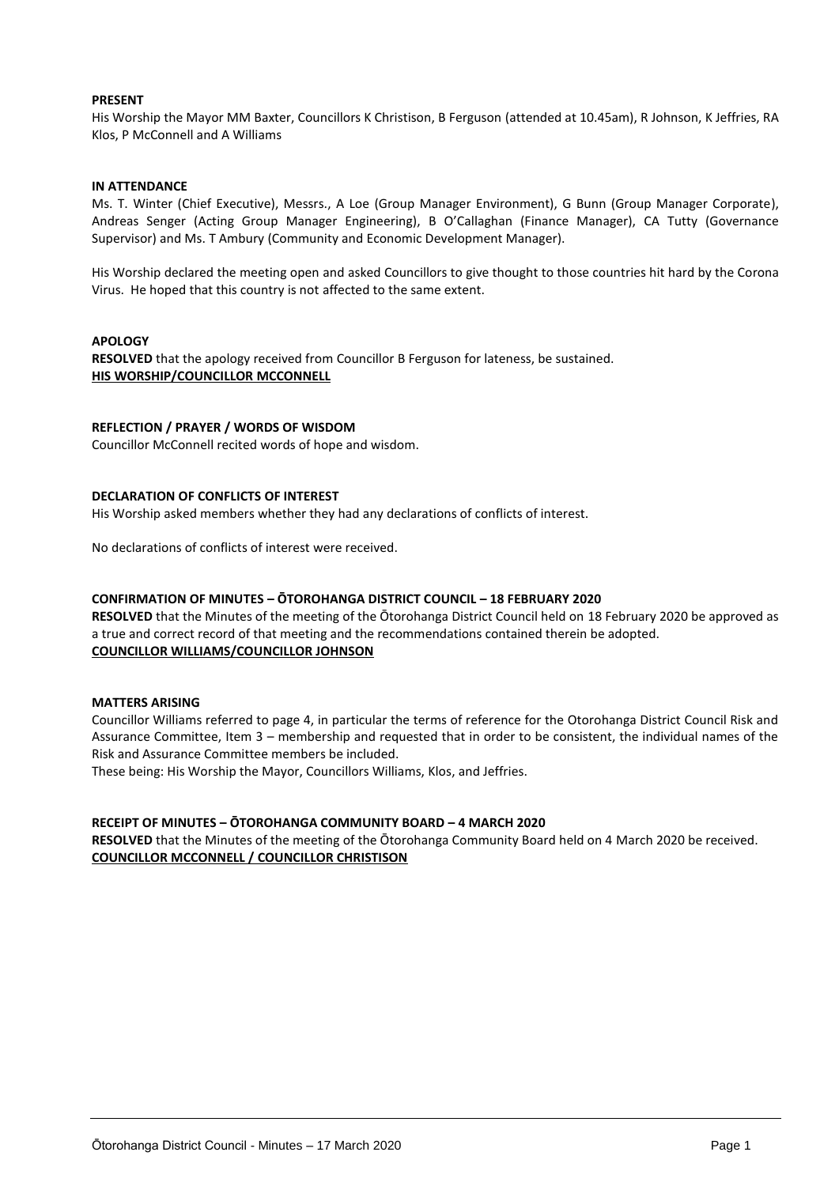**PRESENT**

His Worship the Mayor MM Baxter, Councillors K Christison, B Ferguson (attended at 10.45am), R Johnson, K Jeffries, RA Klos, P McConnell and A Williams

**IN ATTENDANCE**

Ms. T. Winter (Chief Executive), Messrs., A Loe (Group Manager Environment), G Bunn (Group Manager Corporate), Andreas Senger (Acting Group Manager Engineering), B O'Callaghan (Finance Manager), CA Tutty (Governance Supervisor) and Ms. T Ambury (Community and Economic Development Manager).

His Worship declared the meeting open and asked Councillors to give thought to those countries hit hard by the Corona Virus. He hoped that this country is not affected to the same extent.

**APOLOGY**

**RESOLVED** that the apology received from Councillor B Ferguson for lateness, be sustained.
**HIS WORSHIP/COUNCILLOR MCCONNELL**

**REFLECTION / PRAYER / WORDS OF WISDOM**

Councillor McConnell recited words of hope and wisdom.

**DECLARATION OF CONFLICTS OF INTEREST**

His Worship asked members whether they had any declarations of conflicts of interest.

No declarations of conflicts of interest were received.

**CONFIRMATION OF MINUTES – ŌTOROHANGA DISTRICT COUNCIL – 18 FEBRUARY 2020**

**RESOLVED** that the Minutes of the meeting of the Ōtorohanga District Council held on 18 February 2020 be approved as a true and correct record of that meeting and the recommendations contained therein be adopted.
**COUNCILLOR WILLIAMS/COUNCILLOR JOHNSON**

**MATTERS ARISING**

Councillor Williams referred to page 4, in particular the terms of reference for the Otorohanga District Council Risk and Assurance Committee, Item 3 – membership and requested that in order to be consistent, the individual names of the Risk and Assurance Committee members be included.
These being: His Worship the Mayor, Councillors Williams, Klos, and Jeffries.

**RECEIPT OF MINUTES – ŌTOROHANGA COMMUNITY BOARD – 4 MARCH 2020**

**RESOLVED** that the Minutes of the meeting of the Ōtorohanga Community Board held on 4 March 2020 be received.
**COUNCILLOR MCCONNELL / COUNCILLOR CHRISTISON**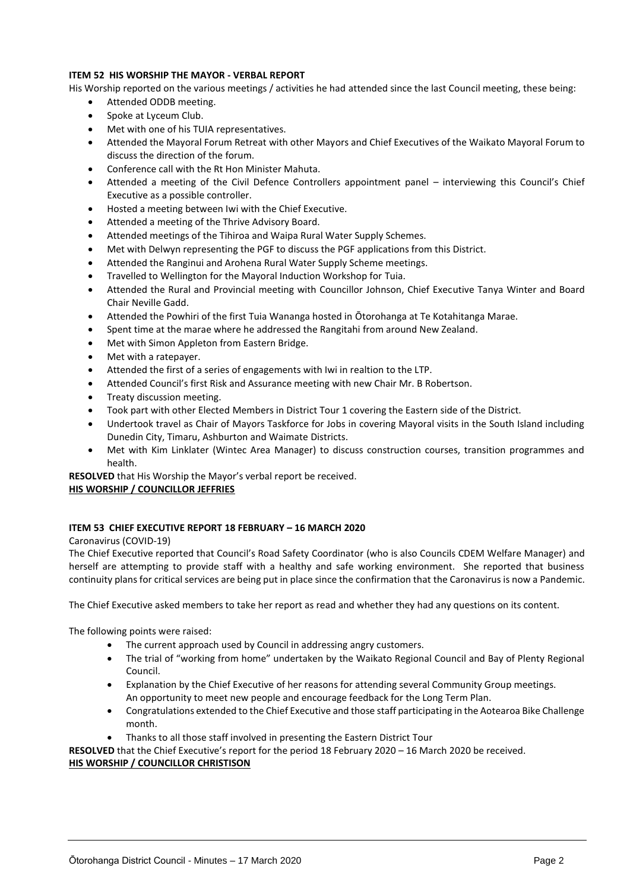**ITEM 52 HIS WORSHIP THE MAYOR - VERBAL REPORT**

His Worship reported on the various meetings / activities he had attended since the last Council meeting, these being:

- Attended ODDB meeting.
- Spoke at Lyceum Club.
- Met with one of his TUIA representatives.
- Attended the Mayoral Forum Retreat with other Mayors and Chief Executives of the Waikato Mayoral Forum to discuss the direction of the forum.
- Conference call with the Rt Hon Minister Mahuta.
- Attended a meeting of the Civil Defence Controllers appointment panel – interviewing this Council's Chief Executive as a possible controller.
- Hosted a meeting between Iwi with the Chief Executive.
- Attended a meeting of the Thrive Advisory Board.
- Attended meetings of the Tihiroa and Waipa Rural Water Supply Schemes.
- Met with Delwyn representing the PGF to discuss the PGF applications from this District.
- Attended the Ranginui and Arohena Rural Water Supply Scheme meetings.
- Travelled to Wellington for the Mayoral Induction Workshop for Tuia.
- Attended the Rural and Provincial meeting with Councillor Johnson, Chief Executive Tanya Winter and Board Chair Neville Gadd.
- Attended the Powhiri of the first Tuia Wananga hosted in Ōtorohanga at Te Kotahitanga Marae.
- Spent time at the marae where he addressed the Rangitahi from around New Zealand.
- Met with Simon Appleton from Eastern Bridge.
- Met with a ratepayer.
- Attended the first of a series of engagements with Iwi in realtion to the LTP.
- Attended Council's first Risk and Assurance meeting with new Chair Mr. B Robertson.
- Treaty discussion meeting.
- Took part with other Elected Members in District Tour 1 covering the Eastern side of the District.
- Undertook travel as Chair of Mayors Taskforce for Jobs in covering Mayoral visits in the South Island including Dunedin City, Timaru, Ashburton and Waimate Districts.
- Met with Kim Linklater (Wintec Area Manager) to discuss construction courses, transition programmes and health.

**RESOLVED** that His Worship the Mayor's verbal report be received.
**HIS WORSHIP / COUNCILLOR JEFFRIES**

**ITEM 53 CHIEF EXECUTIVE REPORT 18 FEBRUARY – 16 MARCH 2020**

Caronavirus (COVID-19)

The Chief Executive reported that Council's Road Safety Coordinator (who is also Councils CDEM Welfare Manager) and herself are attempting to provide staff with a healthy and safe working environment. She reported that business continuity plans for critical services are being put in place since the confirmation that the Caronavirus is now a Pandemic.

The Chief Executive asked members to take her report as read and whether they had any questions on its content.

The following points were raised:

- The current approach used by Council in addressing angry customers.
- The trial of "working from home" undertaken by the Waikato Regional Council and Bay of Plenty Regional Council.
- Explanation by the Chief Executive of her reasons for attending several Community Group meetings. An opportunity to meet new people and encourage feedback for the Long Term Plan.
- Congratulations extended to the Chief Executive and those staff participating in the Aotearoa Bike Challenge month.
- Thanks to all those staff involved in presenting the Eastern District Tour

**RESOLVED** that the Chief Executive's report for the period 18 February 2020 – 16 March 2020 be received.
**HIS WORSHIP / COUNCILLOR CHRISTISON**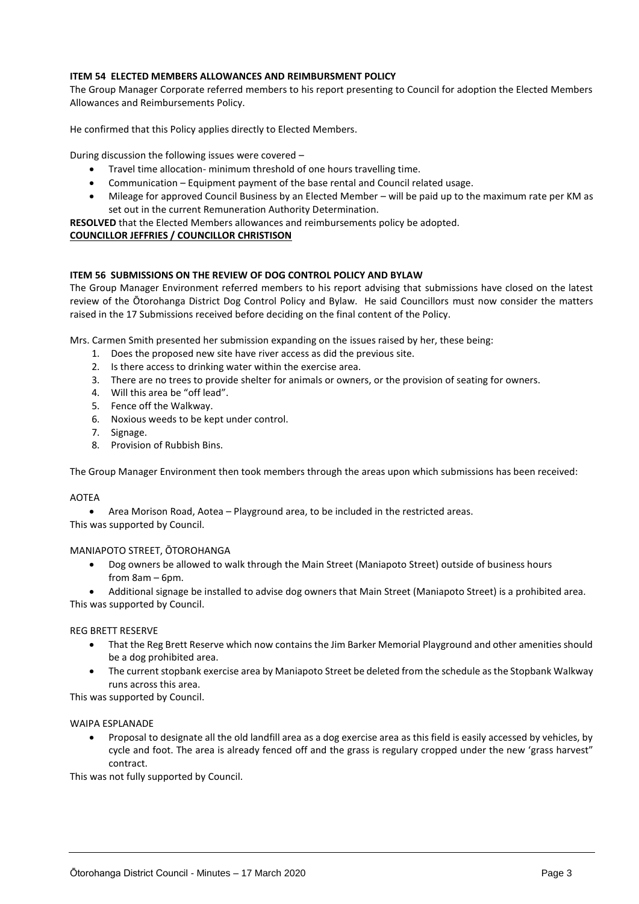**ITEM 54 ELECTED MEMBERS ALLOWANCES AND REIMBURSMENT POLICY**

The Group Manager Corporate referred members to his report presenting to Council for adoption the Elected Members Allowances and Reimbursements Policy.

He confirmed that this Policy applies directly to Elected Members.

During discussion the following issues were covered –

- Travel time allocation- minimum threshold of one hours travelling time.
- Communication – Equipment payment of the base rental and Council related usage.
- Mileage for approved Council Business by an Elected Member – will be paid up to the maximum rate per KM as set out in the current Remuneration Authority Determination.

**RESOLVED** that the Elected Members allowances and reimbursements policy be adopted.

**COUNCILLOR JEFFRIES / COUNCILLOR CHRISTISON**

**ITEM 56 SUBMISSIONS ON THE REVIEW OF DOG CONTROL POLICY AND BYLAW**

The Group Manager Environment referred members to his report advising that submissions have closed on the latest review of the Ōtorohanga District Dog Control Policy and Bylaw. He said Councillors must now consider the matters raised in the 17 Submissions received before deciding on the final content of the Policy.

Mrs. Carmen Smith presented her submission expanding on the issues raised by her, these being:

1. Does the proposed new site have river access as did the previous site.
2. Is there access to drinking water within the exercise area.
3. There are no trees to provide shelter for animals or owners, or the provision of seating for owners.
4. Will this area be "off lead".
5. Fence off the Walkway.
6. Noxious weeds to be kept under control.
7. Signage.
8. Provision of Rubbish Bins.

The Group Manager Environment then took members through the areas upon which submissions has been received:

AOTEA

- Area Morison Road, Aotea – Playground area, to be included in the restricted areas.

This was supported by Council.

MANIAPOTO STREET, ŌTOROHANGA

- Dog owners be allowed to walk through the Main Street (Maniapoto Street) outside of business hours from 8am – 6pm.
- Additional signage be installed to advise dog owners that Main Street (Maniapoto Street) is a prohibited area.

This was supported by Council.

REG BRETT RESERVE

- That the Reg Brett Reserve which now contains the Jim Barker Memorial Playground and other amenities should be a dog prohibited area.
- The current stopbank exercise area by Maniapoto Street be deleted from the schedule as the Stopbank Walkway runs across this area.

This was supported by Council.

WAIPA ESPLANADE

- Proposal to designate all the old landfill area as a dog exercise area as this field is easily accessed by vehicles, by cycle and foot. The area is already fenced off and the grass is regulary cropped under the new 'grass harvest" contract.

This was not fully supported by Council.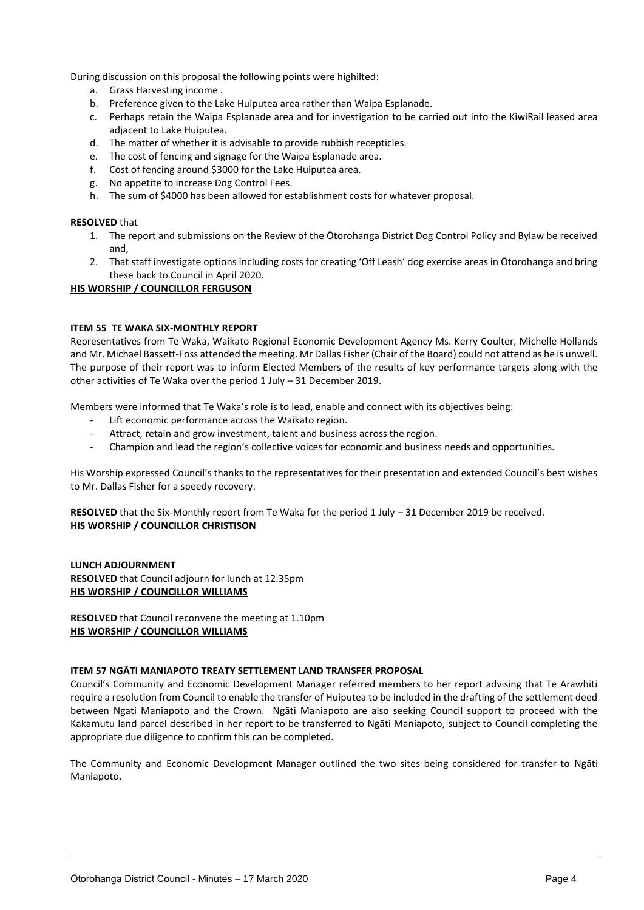During discussion on this proposal the following points were highilted:

a. Grass Harvesting income .
b. Preference given to the Lake Huiputea area rather than Waipa Esplanade.
c. Perhaps retain the Waipa Esplanade area and for investigation to be carried out into the KiwiRail leased area adjacent to Lake Huiputea.
d. The matter of whether it is advisable to provide rubbish recepticles.
e. The cost of fencing and signage for the Waipa Esplanade area.
f. Cost of fencing around $3000 for the Lake Huiputea area.
g. No appetite to increase Dog Control Fees.
h. The sum of $4000 has been allowed for establishment costs for whatever proposal.

**RESOLVED** that

1. The report and submissions on the Review of the Ōtorohanga District Dog Control Policy and Bylaw be received and,
2. That staff investigate options including costs for creating 'Off Leash' dog exercise areas in Ōtorohanga and bring these back to Council in April 2020.

**HIS WORSHIP / COUNCILLOR FERGUSON**

**ITEM 55 TE WAKA SIX-MONTHLY REPORT**

Representatives from Te Waka, Waikato Regional Economic Development Agency Ms. Kerry Coulter, Michelle Hollands and Mr. Michael Bassett-Foss attended the meeting. Mr Dallas Fisher (Chair of the Board) could not attend as he is unwell. The purpose of their report was to inform Elected Members of the results of key performance targets along with the other activities of Te Waka over the period 1 July – 31 December 2019.

Members were informed that Te Waka's role is to lead, enable and connect with its objectives being:

- Lift economic performance across the Waikato region.
- Attract, retain and grow investment, talent and business across the region.
- Champion and lead the region's collective voices for economic and business needs and opportunities.

His Worship expressed Council's thanks to the representatives for their presentation and extended Council's best wishes to Mr. Dallas Fisher for a speedy recovery.

**RESOLVED** that the Six-Monthly report from Te Waka for the period 1 July – 31 December 2019 be received.
**HIS WORSHIP / COUNCILLOR CHRISTISON**

**LUNCH ADJOURNMENT**
**RESOLVED** that Council adjourn for lunch at 12.35pm
**HIS WORSHIP / COUNCILLOR WILLIAMS**

**RESOLVED** that Council reconvene the meeting at 1.10pm
**HIS WORSHIP / COUNCILLOR WILLIAMS**

**ITEM 57 NGĀTI MANIAPOTO TREATY SETTLEMENT LAND TRANSFER PROPOSAL**

Council's Community and Economic Development Manager referred members to her report advising that Te Arawhiti require a resolution from Council to enable the transfer of Huiputea to be included in the drafting of the settlement deed between Ngati Maniapoto and the Crown. Ngāti Maniapoto are also seeking Council support to proceed with the Kakamutu land parcel described in her report to be transferred to Ngāti Maniapoto, subject to Council completing the appropriate due diligence to confirm this can be completed.

The Community and Economic Development Manager outlined the two sites being considered for transfer to Ngāti Maniapoto.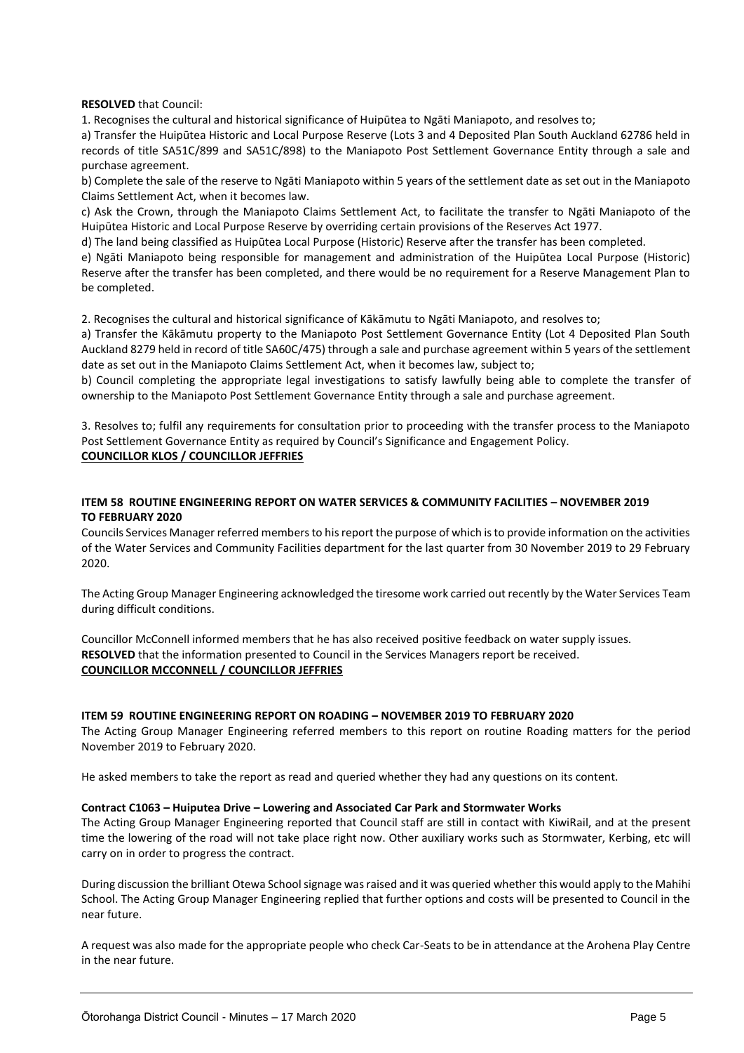**RESOLVED** that Council:

1. Recognises the cultural and historical significance of Huipūtea to Ngāti Maniapoto, and resolves to;

a) Transfer the Huipūtea Historic and Local Purpose Reserve (Lots 3 and 4 Deposited Plan South Auckland 62786 held in records of title SA51C/899 and SA51C/898) to the Maniapoto Post Settlement Governance Entity through a sale and purchase agreement.

b) Complete the sale of the reserve to Ngāti Maniapoto within 5 years of the settlement date as set out in the Maniapoto Claims Settlement Act, when it becomes law.

c) Ask the Crown, through the Maniapoto Claims Settlement Act, to facilitate the transfer to Ngāti Maniapoto of the Huipūtea Historic and Local Purpose Reserve by overriding certain provisions of the Reserves Act 1977.

d) The land being classified as Huipūtea Local Purpose (Historic) Reserve after the transfer has been completed.

e) Ngāti Maniapoto being responsible for management and administration of the Huipūtea Local Purpose (Historic) Reserve after the transfer has been completed, and there would be no requirement for a Reserve Management Plan to be completed.

2. Recognises the cultural and historical significance of Kākāmutu to Ngāti Maniapoto, and resolves to;

a) Transfer the Kākāmutu property to the Maniapoto Post Settlement Governance Entity (Lot 4 Deposited Plan South Auckland 8279 held in record of title SA60C/475) through a sale and purchase agreement within 5 years of the settlement date as set out in the Maniapoto Claims Settlement Act, when it becomes law, subject to;

b) Council completing the appropriate legal investigations to satisfy lawfully being able to complete the transfer of ownership to the Maniapoto Post Settlement Governance Entity through a sale and purchase agreement.

3. Resolves to; fulfil any requirements for consultation prior to proceeding with the transfer process to the Maniapoto Post Settlement Governance Entity as required by Council's Significance and Engagement Policy.

**COUNCILLOR KLOS / COUNCILLOR JEFFRIES**

### ITEM 58 ROUTINE ENGINEERING REPORT ON WATER SERVICES & COMMUNITY FACILITIES – NOVEMBER 2019 TO FEBRUARY 2020

Councils Services Manager referred members to his report the purpose of which is to provide information on the activities of the Water Services and Community Facilities department for the last quarter from 30 November 2019 to 29 February 2020.

The Acting Group Manager Engineering acknowledged the tiresome work carried out recently by the Water Services Team during difficult conditions.

Councillor McConnell informed members that he has also received positive feedback on water supply issues.

**RESOLVED** that the information presented to Council in the Services Managers report be received.

**COUNCILLOR MCCONNELL / COUNCILLOR JEFFRIES**

### ITEM 59 ROUTINE ENGINEERING REPORT ON ROADING – NOVEMBER 2019 TO FEBRUARY 2020

The Acting Group Manager Engineering referred members to this report on routine Roading matters for the period November 2019 to February 2020.

He asked members to take the report as read and queried whether they had any questions on its content.

**Contract C1063 – Huiputea Drive – Lowering and Associated Car Park and Stormwater Works**

The Acting Group Manager Engineering reported that Council staff are still in contact with KiwiRail, and at the present time the lowering of the road will not take place right now. Other auxiliary works such as Stormwater, Kerbing, etc will carry on in order to progress the contract.

During discussion the brilliant Otewa School signage was raised and it was queried whether this would apply to the Mahihi School. The Acting Group Manager Engineering replied that further options and costs will be presented to Council in the near future.

A request was also made for the appropriate people who check Car-Seats to be in attendance at the Arohena Play Centre in the near future.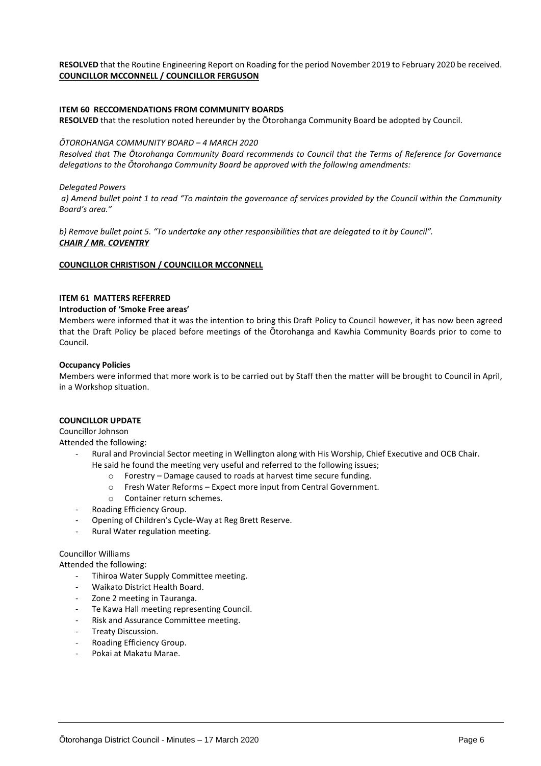**RESOLVED** that the Routine Engineering Report on Roading for the period November 2019 to February 2020 be received.
**COUNCILLOR MCCONNELL / COUNCILLOR FERGUSON**

**ITEM 60 RECCOMENDATIONS FROM COMMUNITY BOARDS**

**RESOLVED** that the resolution noted hereunder by the Ōtorohanga Community Board be adopted by Council.

*ŌTOROHANGA COMMUNITY BOARD – 4 MARCH 2020*

*Resolved that The Ōtorohanga Community Board recommends to Council that the Terms of Reference for Governance delegations to the Ōtorohanga Community Board be approved with the following amendments:*

*Delegated Powers*

*a) Amend bullet point 1 to read "To maintain the governance of services provided by the Council within the Community Board's area."*

*b) Remove bullet point 5. "To undertake any other responsibilities that are delegated to it by Council".*
***CHAIR / MR. COVENTRY***

**COUNCILLOR CHRISTISON / COUNCILLOR MCCONNELL**

**ITEM 61 MATTERS REFERRED**

**Introduction of 'Smoke Free areas'**

Members were informed that it was the intention to bring this Draft Policy to Council however, it has now been agreed that the Draft Policy be placed before meetings of the Ōtorohanga and Kawhia Community Boards prior to come to Council.

**Occupancy Policies**

Members were informed that more work is to be carried out by Staff then the matter will be brought to Council in April, in a Workshop situation.

**COUNCILLOR UPDATE**

Councillor Johnson

Attended the following:

- Rural and Provincial Sector meeting in Wellington along with His Worship, Chief Executive and OCB Chair. He said he found the meeting very useful and referred to the following issues;
  - Forestry – Damage caused to roads at harvest time secure funding.
  - Fresh Water Reforms – Expect more input from Central Government.
  - Container return schemes.
- Roading Efficiency Group.
- Opening of Children's Cycle-Way at Reg Brett Reserve.
- Rural Water regulation meeting.

Councillor Williams

Attended the following:

- Tihiroa Water Supply Committee meeting.
- Waikato District Health Board.
- Zone 2 meeting in Tauranga.
- Te Kawa Hall meeting representing Council.
- Risk and Assurance Committee meeting.
- Treaty Discussion.
- Roading Efficiency Group.
- Pokai at Makatu Marae.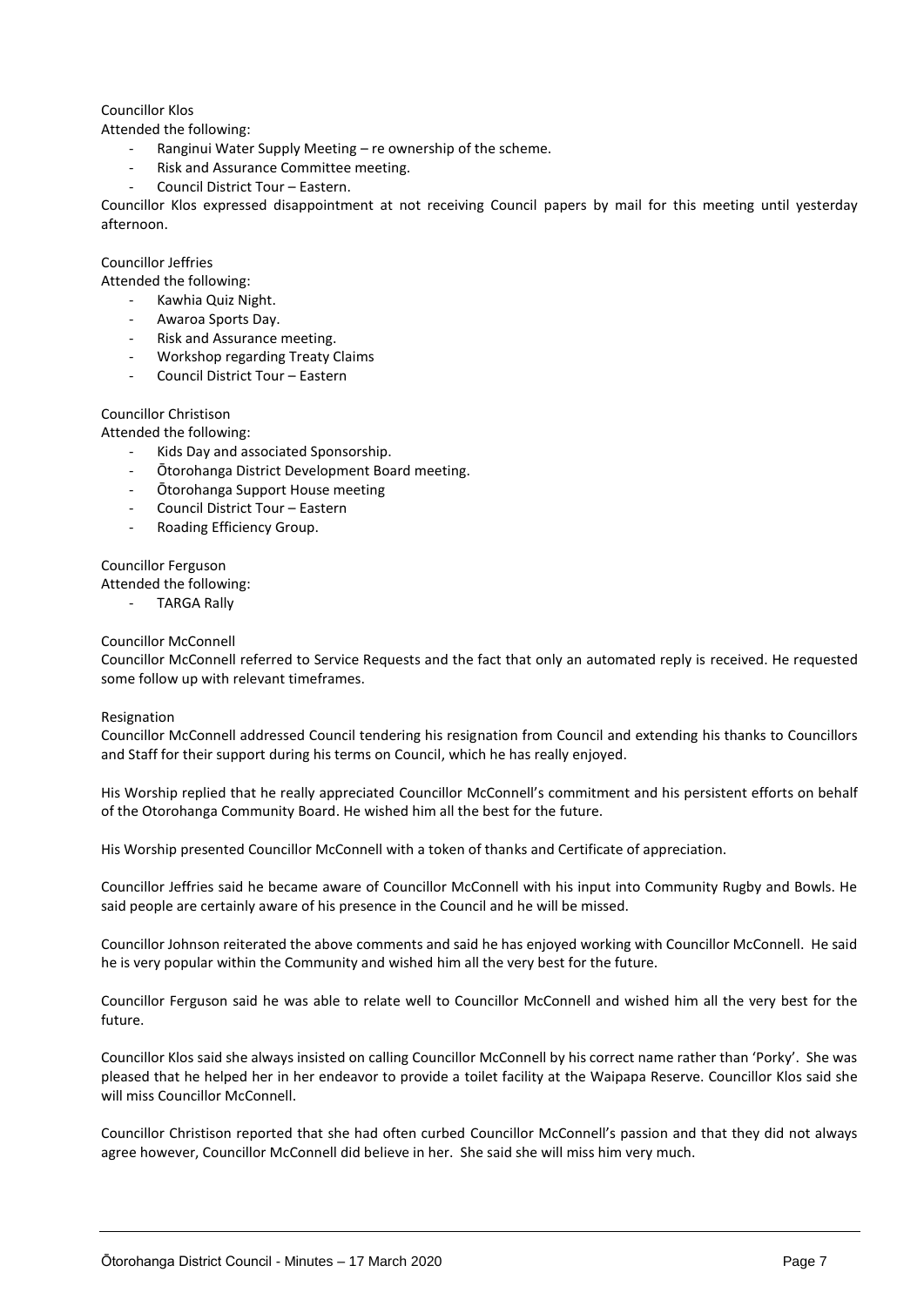Councillor Klos

Attended the following:

- Ranginui Water Supply Meeting – re ownership of the scheme.
- Risk and Assurance Committee meeting.
- Council District Tour – Eastern.

Councillor Klos expressed disappointment at not receiving Council papers by mail for this meeting until yesterday afternoon.

Councillor Jeffries

Attended the following:

- Kawhia Quiz Night.
- Awaroa Sports Day.
- Risk and Assurance meeting.
- Workshop regarding Treaty Claims
- Council District Tour – Eastern

Councillor Christison

Attended the following:

- Kids Day and associated Sponsorship.
- Ōtorohanga District Development Board meeting.
- Ōtorohanga Support House meeting
- Council District Tour – Eastern
- Roading Efficiency Group.

Councillor Ferguson

Attended the following:

- TARGA Rally

Councillor McConnell

Councillor McConnell referred to Service Requests and the fact that only an automated reply is received. He requested some follow up with relevant timeframes.

Resignation

Councillor McConnell addressed Council tendering his resignation from Council and extending his thanks to Councillors and Staff for their support during his terms on Council, which he has really enjoyed.

His Worship replied that he really appreciated Councillor McConnell's commitment and his persistent efforts on behalf of the Otorohanga Community Board. He wished him all the best for the future.

His Worship presented Councillor McConnell with a token of thanks and Certificate of appreciation.

Councillor Jeffries said he became aware of Councillor McConnell with his input into Community Rugby and Bowls. He said people are certainly aware of his presence in the Council and he will be missed.

Councillor Johnson reiterated the above comments and said he has enjoyed working with Councillor McConnell. He said he is very popular within the Community and wished him all the very best for the future.

Councillor Ferguson said he was able to relate well to Councillor McConnell and wished him all the very best for the future.

Councillor Klos said she always insisted on calling Councillor McConnell by his correct name rather than 'Porky'. She was pleased that he helped her in her endeavor to provide a toilet facility at the Waipapa Reserve. Councillor Klos said she will miss Councillor McConnell.

Councillor Christison reported that she had often curbed Councillor McConnell's passion and that they did not always agree however, Councillor McConnell did believe in her. She said she will miss him very much.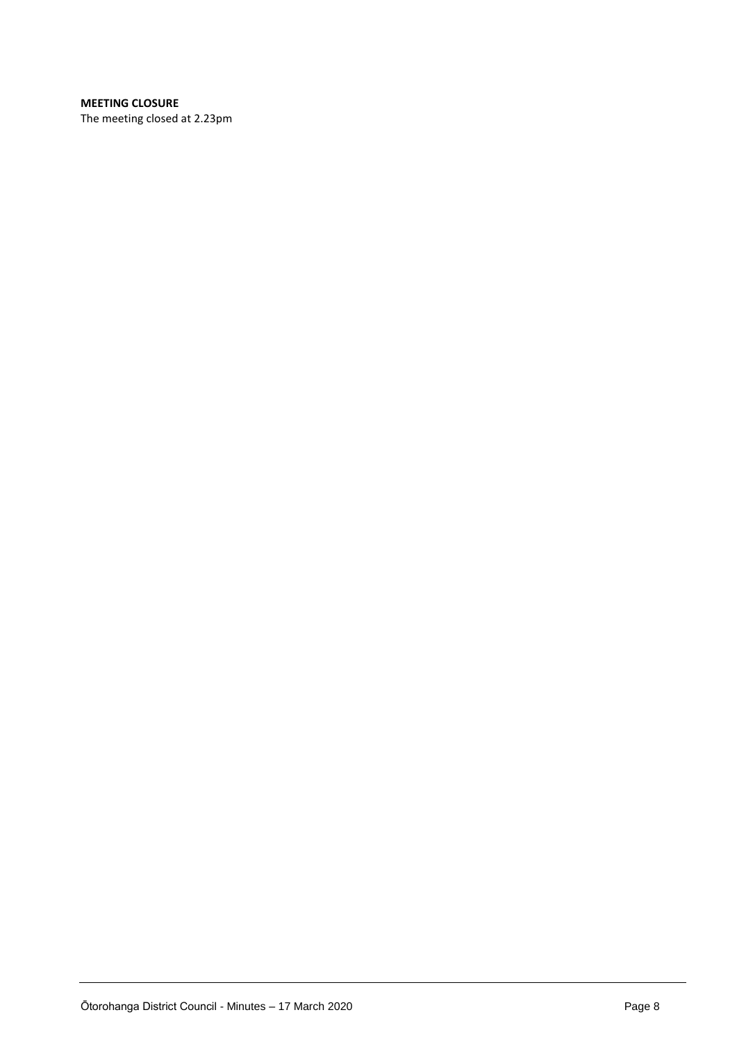**MEETING CLOSURE**

The meeting closed at 2.23pm